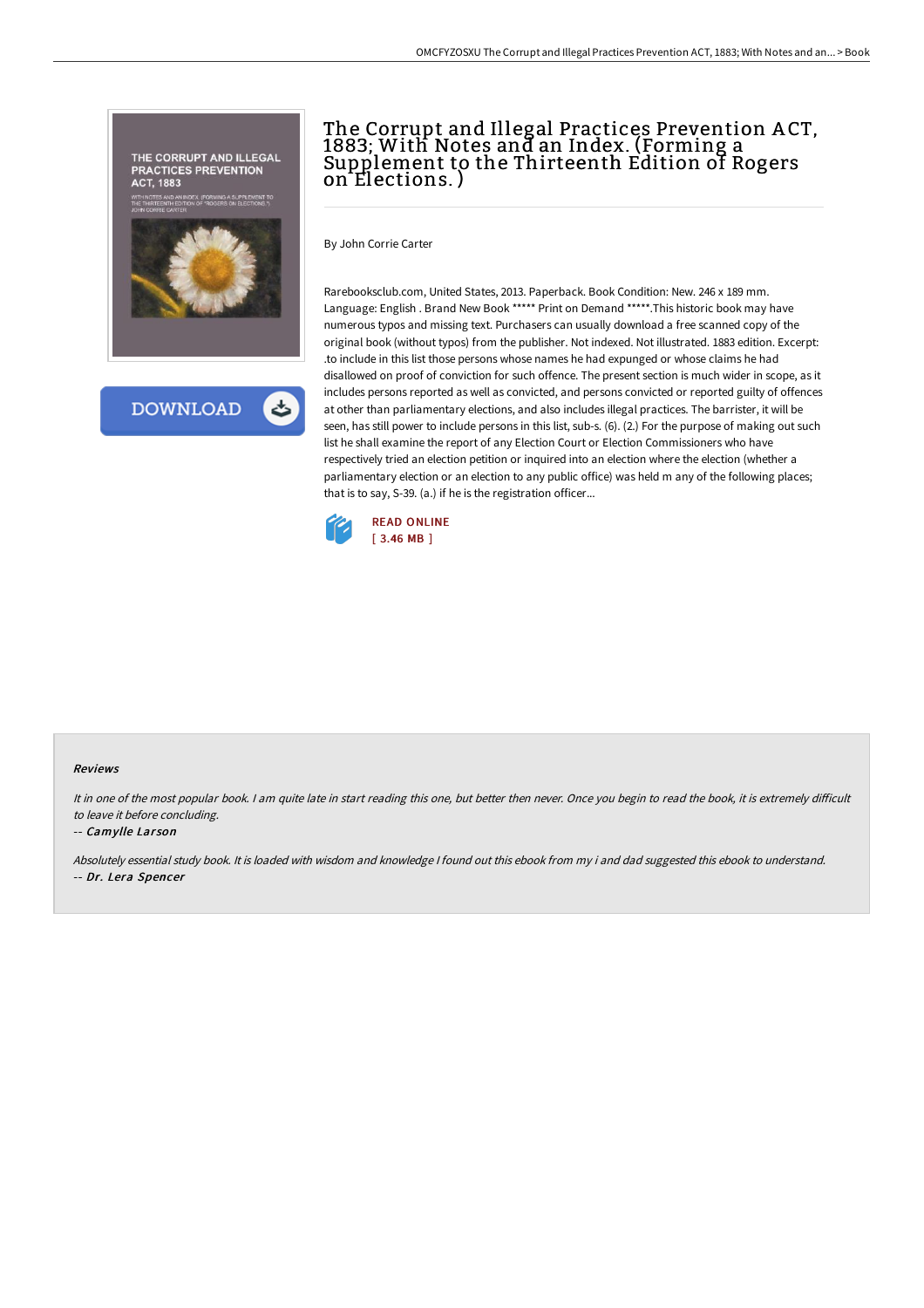# The Corrupt and Illegal Practices Prevention ACT, 1883; With Notes and an Index. (Forming a Supplement to the Thirteenth Edition of Rogers on Elections.)

By John Corrie Carter

Rarebooksclub.com, United States, 2013. Paperback. Book Condition: New. 246 x 189 mm. Language: English . Brand New Book ***** Print on Demand *****.This historic book may have numerous typos and missing text. Purchasers can usually download a free scanned copy of the original book (without typos) from the publisher. Not indexed. Not illustrated. 1883 edition. Excerpt: .to include in this list those persons whose names he had expunged or whose claims he had disallowed on proof of conviction for such offence. The present section is much wider in scope, as it includes persons reported as well as convicted, and persons convicted or reported guilty of offences at other than parliamentary elections, and also includes illegal practices. The barrister, it will be seen, has still power to include persons in this list, sub-s. (6). (2.) For the purpose of making out such list he shall examine the report of any Election Court or Election Commissioners who have respectively tried an election petition or inquired into an election where the election (whether a parliamentary election or an election to any public office) was held m any of the following places; that is to say, S-39. (a.) if he is the registration officer...

READ ONLINE
[ 3.46 MB ]

DOWNLOAD

#### Reviews

*It in one of the most popular book. I am quite late in start reading this one, but better then never. Once you begin to read the book, it is extremely difficult to leave it before concluding.*

-- *Camylle Larson*

*Absolutely essential study book. It is loaded with wisdom and knowledge I found out this ebook from my i and dad suggested this ebook to understand.*

-- *Dr. Lera Spencer*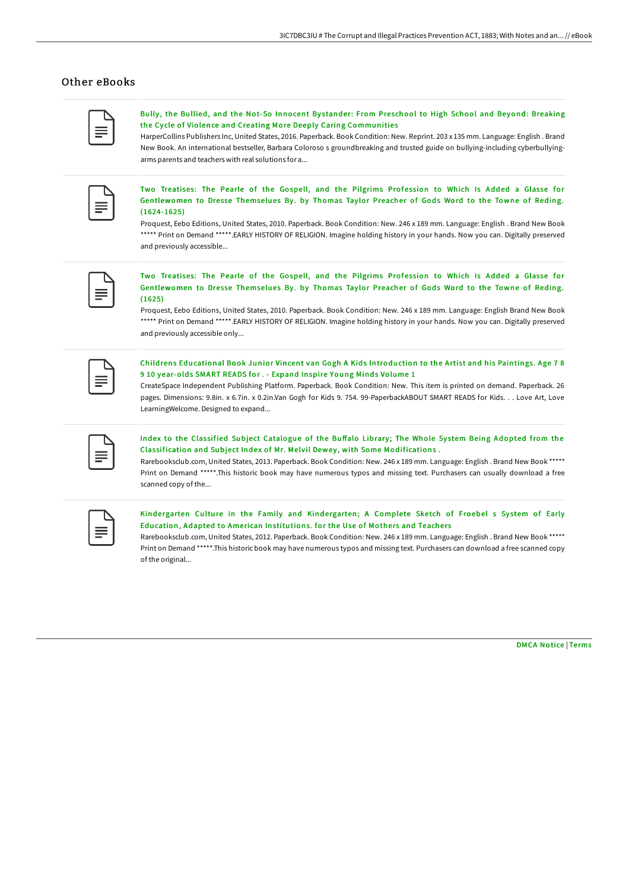## Other eBooks

**Bully, the Bullied, and the Not-So Innocent Bystander: From Preschool to High School and Beyond: Breaking the Cycle of Violence and Creating More Deeply Caring Communities**

HarperCollins Publishers Inc, United States, 2016. Paperback. Book Condition: New. Reprint. 203 x 135 mm. Language: English . Brand New Book. An international bestseller, Barbara Coloroso s groundbreaking and trusted guide on bullying-including cyberbullying-arms parents and teachers with real solutions for a...

**Two Treatises: The Pearle of the Gospell, and the Pilgrims Profession to Which Is Added a Glasse for Gentlewomen to Dresse Themselues By. by Thomas Taylor Preacher of Gods Word to the Towne of Reding. (1624-1625)**

Proquest, Eebo Editions, United States, 2010. Paperback. Book Condition: New. 246 x 189 mm. Language: English . Brand New Book ***** Print on Demand *****.EARLY HISTORY OF RELIGION. Imagine holding history in your hands. Now you can. Digitally preserved and previously accessible...

**Two Treatises: The Pearle of the Gospell, and the Pilgrims Profession to Which Is Added a Glasse for Gentlewomen to Dresse Themselues By. by Thomas Taylor Preacher of Gods Word to the Towne of Reding. (1625)**

Proquest, Eebo Editions, United States, 2010. Paperback. Book Condition: New. 246 x 189 mm. Language: English Brand New Book ***** Print on Demand *****.EARLY HISTORY OF RELIGION. Imagine holding history in your hands. Now you can. Digitally preserved and previously accessible only...

**Childrens Educational Book Junior Vincent van Gogh A Kids Introduction to the Artist and his Paintings. Age 7 8 9 10 year-olds SMART READS for . - Expand Inspire Young Minds Volume 1**

CreateSpace Independent Publishing Platform. Paperback. Book Condition: New. This item is printed on demand. Paperback. 26 pages. Dimensions: 9.8in. x 6.7in. x 0.2in.Van Gogh for Kids 9. 754. 99-PaperbackABOUT SMART READS for Kids. . . Love Art, Love LearningWelcome. Designed to expand...

**Index to the Classified Subject Catalogue of the Buffalo Library; The Whole System Being Adopted from the Classification and Subject Index of Mr. Melvil Dewey, with Some Modifications .**

Rarebooksclub.com, United States, 2013. Paperback. Book Condition: New. 246 x 189 mm. Language: English . Brand New Book ***** Print on Demand *****.This historic book may have numerous typos and missing text. Purchasers can usually download a free scanned copy of the...

**Kindergarten Culture in the Family and Kindergarten; A Complete Sketch of Froebel s System of Early Education, Adapted to American Institutions. for the Use of Mothers and Teachers**

Rarebooksclub.com, United States, 2012. Paperback. Book Condition: New. 246 x 189 mm. Language: English . Brand New Book ***** Print on Demand *****.This historic book may have numerous typos and missing text. Purchasers can download a free scanned copy of the original...

DMCA Notice | Terms